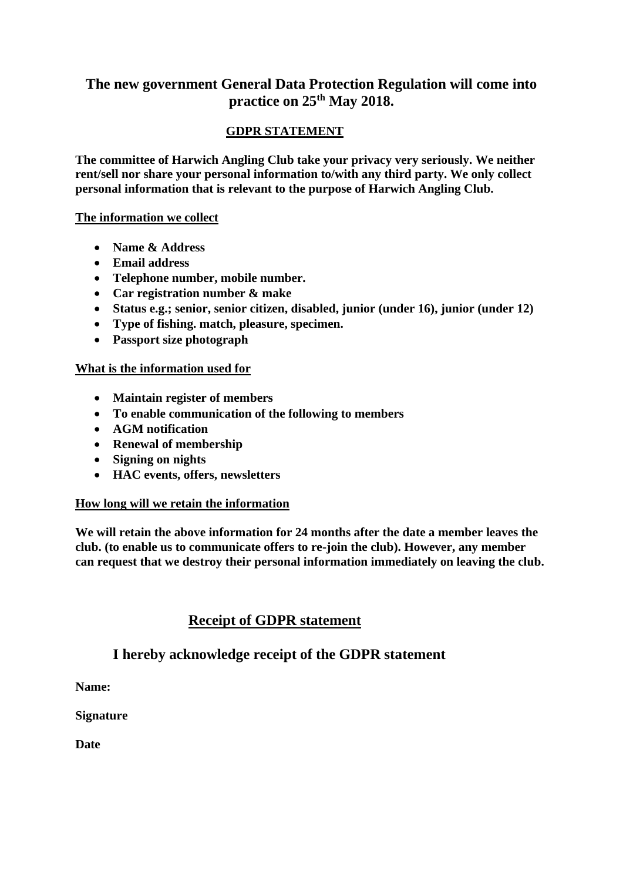## The new government General Data Protection Regulation will come into practice on 25th May 2018.

### GDPR STATEMENT

**The committee of Harwich Angling Club take your privacy very seriously. We neither rent/sell nor share your personal information to/with any third party. We only collect personal information that is relevant to the purpose of Harwich Angling Club.**

**The information we collect**

- **Name & Address**
- **Email address**
- **Telephone number, mobile number.**
- **Car registration number & make**
- **Status e.g.; senior, senior citizen, disabled, junior (under 16), junior (under 12)**
- **Type of fishing. match, pleasure, specimen.**
- **Passport size photograph**

**What is the information used for**

- **Maintain register of members**
- **To enable communication of the following to members**
- **AGM notification**
- **Renewal of membership**
- **Signing on nights**
- **HAC events, offers, newsletters**

**How long will we retain the information**

**We will retain the above information for 24 months after the date a member leaves the club. (to enable us to communicate offers to re-join the club). However, any member can request that we destroy their personal information immediately on leaving the club.**

## Receipt of GDPR statement

### I hereby acknowledge receipt of the GDPR statement

**Name:**

**Signature**

**Date**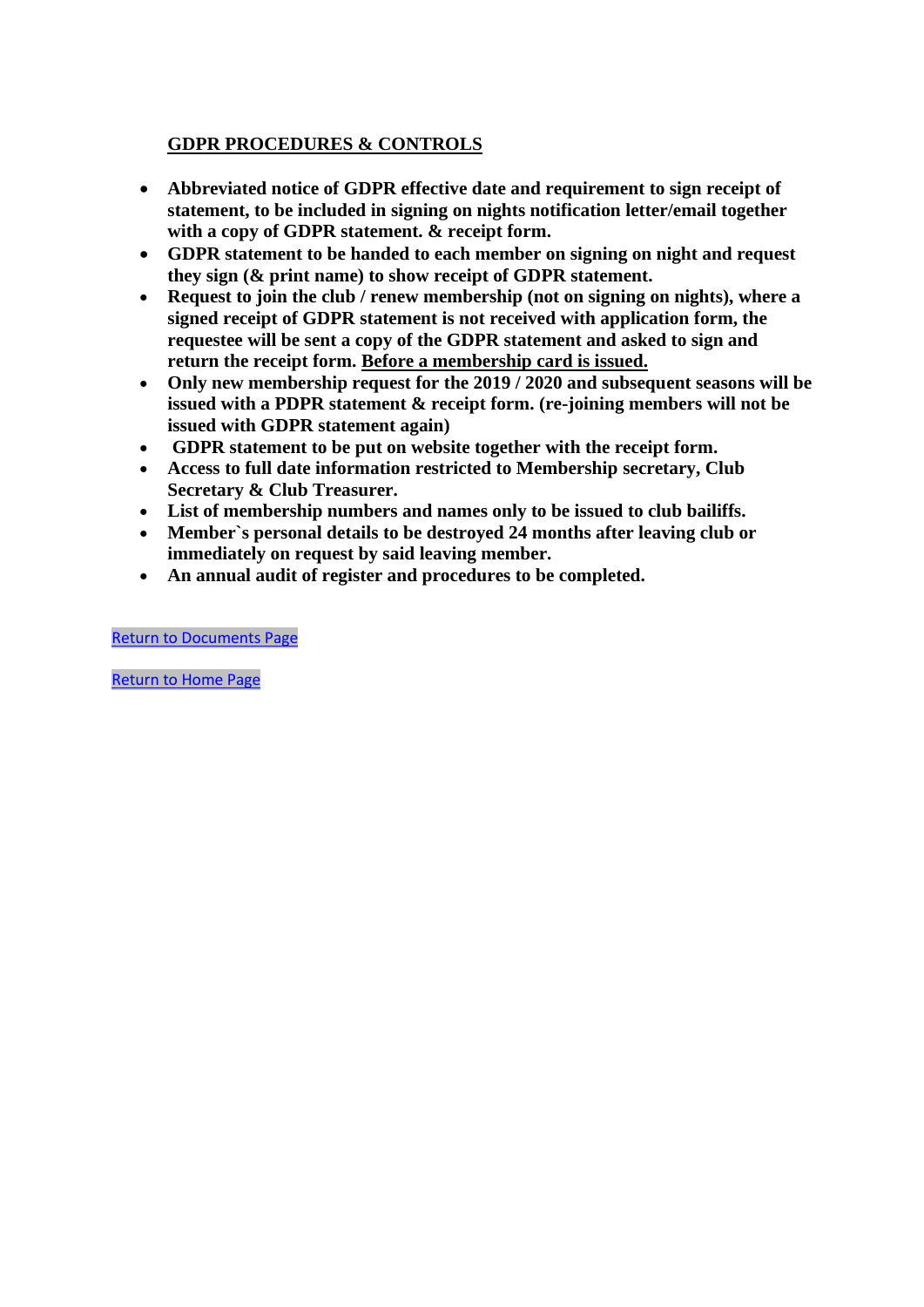## GDPR PROCEDURES & CONTROLS

- **Abbreviated notice of GDPR effective date and requirement to sign receipt of statement, to be included in signing on nights notification letter/email together with a copy of GDPR statement. & receipt form.**
- **GDPR statement to be handed to each member on signing on night and request they sign (& print name) to show receipt of GDPR statement.**
- **Request to join the club / renew membership (not on signing on nights), where a signed receipt of GDPR statement is not received with application form, the requestee will be sent a copy of the GDPR statement and asked to sign and return the receipt form. Before a membership card is issued.**
- **Only new membership request for the 2019 / 2020 and subsequent seasons will be issued with a PDPR statement & receipt form. (re-joining members will not be issued with GDPR statement again)**
- **GDPR statement to be put on website together with the receipt form.**
- **Access to full date information restricted to Membership secretary, Club Secretary & Club Treasurer.**
- **List of membership numbers and names only to be issued to club bailiffs.**
- **Member`s personal details to be destroyed 24 months after leaving club or immediately on request by said leaving member.**
- **An annual audit of register and procedures to be completed.**

Return to Documents Page

Return to Home Page